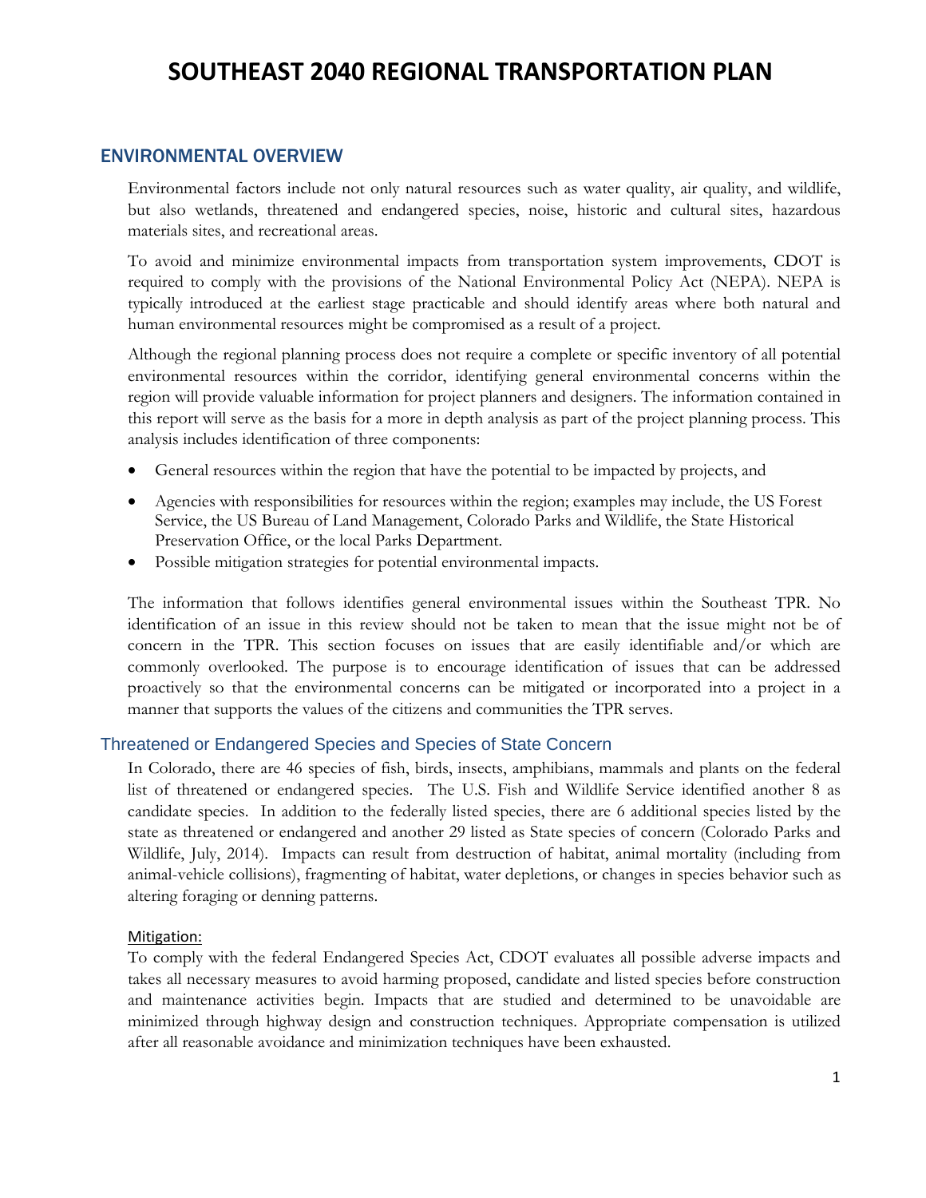# SOUTHEAST 2040 REGIONAL TRANSPORTATION PLAN

## ENVIRONMENTAL OVERVIEW

Environmental factors include not only natural resources such as water quality, air quality, and wildlife, but also wetlands, threatened and endangered species, noise, historic and cultural sites, hazardous materials sites, and recreational areas.

To avoid and minimize environmental impacts from transportation system improvements, CDOT is required to comply with the provisions of the National Environmental Policy Act (NEPA). NEPA is typically introduced at the earliest stage practicable and should identify areas where both natural and human environmental resources might be compromised as a result of a project.

Although the regional planning process does not require a complete or specific inventory of all potential environmental resources within the corridor, identifying general environmental concerns within the region will provide valuable information for project planners and designers. The information contained in this report will serve as the basis for a more in depth analysis as part of the project planning process. This analysis includes identification of three components:

- General resources within the region that have the potential to be impacted by projects, and
- Agencies with responsibilities for resources within the region; examples may include, the US Forest Service, the US Bureau of Land Management, Colorado Parks and Wildlife, the State Historical Preservation Office, or the local Parks Department.
- Possible mitigation strategies for potential environmental impacts.

The information that follows identifies general environmental issues within the Southeast TPR. No identification of an issue in this review should not be taken to mean that the issue might not be of concern in the TPR. This section focuses on issues that are easily identifiable and/or which are commonly overlooked. The purpose is to encourage identification of issues that can be addressed proactively so that the environmental concerns can be mitigated or incorporated into a project in a manner that supports the values of the citizens and communities the TPR serves.

### Threatened or Endangered Species and Species of State Concern

In Colorado, there are 46 species of fish, birds, insects, amphibians, mammals and plants on the federal list of threatened or endangered species. The U.S. Fish and Wildlife Service identified another 8 as candidate species. In addition to the federally listed species, there are 6 additional species listed by the state as threatened or endangered and another 29 listed as State species of concern (Colorado Parks and Wildlife, July, 2014). Impacts can result from destruction of habitat, animal mortality (including from animal-vehicle collisions), fragmenting of habitat, water depletions, or changes in species behavior such as altering foraging or denning patterns.

Mitigation:

To comply with the federal Endangered Species Act, CDOT evaluates all possible adverse impacts and takes all necessary measures to avoid harming proposed, candidate and listed species before construction and maintenance activities begin. Impacts that are studied and determined to be unavoidable are minimized through highway design and construction techniques. Appropriate compensation is utilized after all reasonable avoidance and minimization techniques have been exhausted.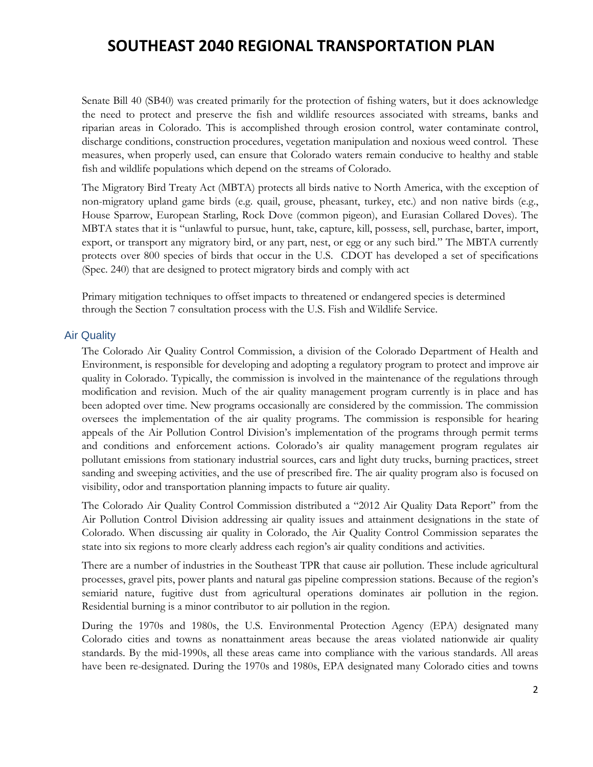Senate Bill 40 (SB40) was created primarily for the protection of fishing waters, but it does acknowledge the need to protect and preserve the fish and wildlife resources associated with streams, banks and riparian areas in Colorado. This is accomplished through erosion control, water contaminate control, discharge conditions, construction procedures, vegetation manipulation and noxious weed control. These measures, when properly used, can ensure that Colorado waters remain conducive to healthy and stable fish and wildlife populations which depend on the streams of Colorado.

The Migratory Bird Treaty Act (MBTA) protects all birds native to North America, with the exception of non-migratory upland game birds (e.g. quail, grouse, pheasant, turkey, etc.) and non native birds (e.g., House Sparrow, European Starling, Rock Dove (common pigeon), and Eurasian Collared Doves). The MBTA states that it is "unlawful to pursue, hunt, take, capture, kill, possess, sell, purchase, barter, import, export, or transport any migratory bird, or any part, nest, or egg or any such bird." The MBTA currently protects over 800 species of birds that occur in the U.S. CDOT has developed a set of specifications (Spec. 240) that are designed to protect migratory birds and comply with act

Primary mitigation techniques to offset impacts to threatened or endangered species is determined through the Section 7 consultation process with the U.S. Fish and Wildlife Service.

## Air Quality

The Colorado Air Quality Control Commission, a division of the Colorado Department of Health and Environment, is responsible for developing and adopting a regulatory program to protect and improve air quality in Colorado. Typically, the commission is involved in the maintenance of the regulations through modification and revision. Much of the air quality management program currently is in place and has been adopted over time. New programs occasionally are considered by the commission. The commission oversees the implementation of the air quality programs. The commission is responsible for hearing appeals of the Air Pollution Control Division's implementation of the programs through permit terms and conditions and enforcement actions. Colorado's air quality management program regulates air pollutant emissions from stationary industrial sources, cars and light duty trucks, burning practices, street sanding and sweeping activities, and the use of prescribed fire. The air quality program also is focused on visibility, odor and transportation planning impacts to future air quality.

The Colorado Air Quality Control Commission distributed a "2012 Air Quality Data Report" from the Air Pollution Control Division addressing air quality issues and attainment designations in the state of Colorado. When discussing air quality in Colorado, the Air Quality Control Commission separates the state into six regions to more clearly address each region's air quality conditions and activities.

There are a number of industries in the Southeast TPR that cause air pollution. These include agricultural processes, gravel pits, power plants and natural gas pipeline compression stations. Because of the region's semiarid nature, fugitive dust from agricultural operations dominates air pollution in the region. Residential burning is a minor contributor to air pollution in the region.

During the 1970s and 1980s, the U.S. Environmental Protection Agency (EPA) designated many Colorado cities and towns as nonattainment areas because the areas violated nationwide air quality standards. By the mid-1990s, all these areas came into compliance with the various standards. All areas have been re-designated. During the 1970s and 1980s, EPA designated many Colorado cities and towns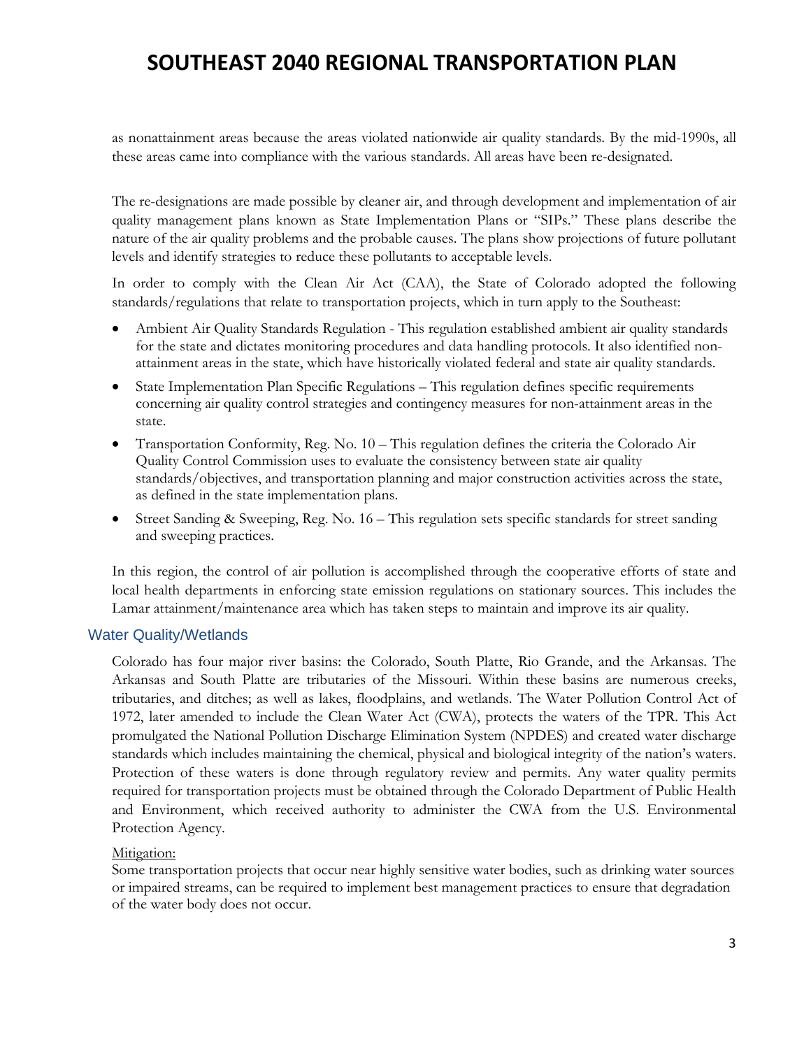as nonattainment areas because the areas violated nationwide air quality standards. By the mid-1990s, all these areas came into compliance with the various standards. All areas have been re-designated.

The re-designations are made possible by cleaner air, and through development and implementation of air quality management plans known as State Implementation Plans or "SIPs." These plans describe the nature of the air quality problems and the probable causes. The plans show projections of future pollutant levels and identify strategies to reduce these pollutants to acceptable levels.

In order to comply with the Clean Air Act (CAA), the State of Colorado adopted the following standards/regulations that relate to transportation projects, which in turn apply to the Southeast:

- Ambient Air Quality Standards Regulation - This regulation established ambient air quality standards for the state and dictates monitoring procedures and data handling protocols. It also identified non-attainment areas in the state, which have historically violated federal and state air quality standards.
- State Implementation Plan Specific Regulations – This regulation defines specific requirements concerning air quality control strategies and contingency measures for non-attainment areas in the state.
- Transportation Conformity, Reg. No. 10 – This regulation defines the criteria the Colorado Air Quality Control Commission uses to evaluate the consistency between state air quality standards/objectives, and transportation planning and major construction activities across the state, as defined in the state implementation plans.
- Street Sanding & Sweeping, Reg. No. 16 – This regulation sets specific standards for street sanding and sweeping practices.

In this region, the control of air pollution is accomplished through the cooperative efforts of state and local health departments in enforcing state emission regulations on stationary sources. This includes the Lamar attainment/maintenance area which has taken steps to maintain and improve its air quality.

## Water Quality/Wetlands

Colorado has four major river basins: the Colorado, South Platte, Rio Grande, and the Arkansas. The Arkansas and South Platte are tributaries of the Missouri. Within these basins are numerous creeks, tributaries, and ditches; as well as lakes, floodplains, and wetlands. The Water Pollution Control Act of 1972, later amended to include the Clean Water Act (CWA), protects the waters of the TPR. This Act promulgated the National Pollution Discharge Elimination System (NPDES) and created water discharge standards which includes maintaining the chemical, physical and biological integrity of the nation's waters. Protection of these waters is done through regulatory review and permits. Any water quality permits required for transportation projects must be obtained through the Colorado Department of Public Health and Environment, which received authority to administer the CWA from the U.S. Environmental Protection Agency.

Mitigation:

Some transportation projects that occur near highly sensitive water bodies, such as drinking water sources or impaired streams, can be required to implement best management practices to ensure that degradation of the water body does not occur.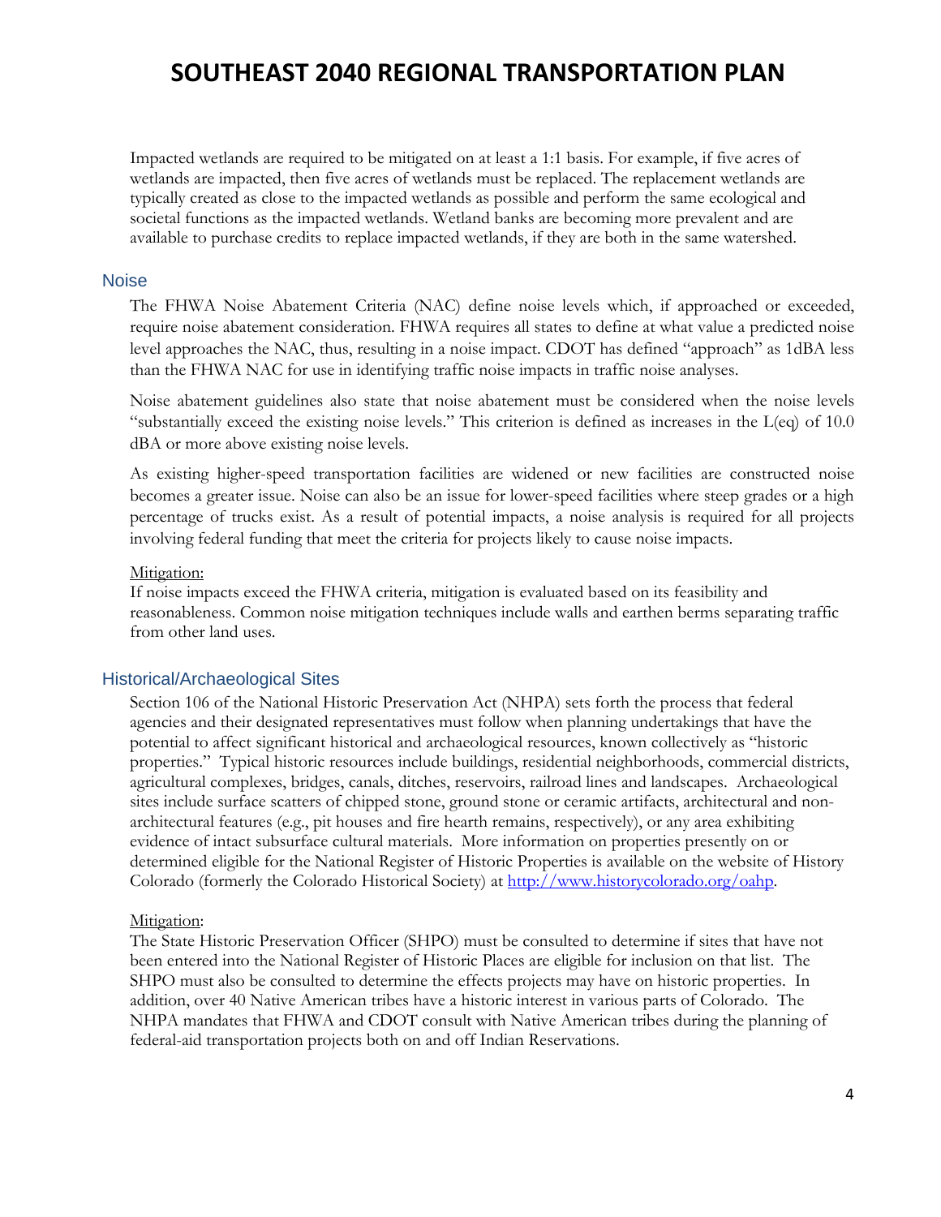Impacted wetlands are required to be mitigated on at least a 1:1 basis. For example, if five acres of wetlands are impacted, then five acres of wetlands must be replaced. The replacement wetlands are typically created as close to the impacted wetlands as possible and perform the same ecological and societal functions as the impacted wetlands. Wetland banks are becoming more prevalent and are available to purchase credits to replace impacted wetlands, if they are both in the same watershed.

## Noise

The FHWA Noise Abatement Criteria (NAC) define noise levels which, if approached or exceeded, require noise abatement consideration. FHWA requires all states to define at what value a predicted noise level approaches the NAC, thus, resulting in a noise impact. CDOT has defined "approach" as 1dBA less than the FHWA NAC for use in identifying traffic noise impacts in traffic noise analyses.

Noise abatement guidelines also state that noise abatement must be considered when the noise levels "substantially exceed the existing noise levels." This criterion is defined as increases in the L(eq) of 10.0 dBA or more above existing noise levels.

As existing higher-speed transportation facilities are widened or new facilities are constructed noise becomes a greater issue. Noise can also be an issue for lower-speed facilities where steep grades or a high percentage of trucks exist. As a result of potential impacts, a noise analysis is required for all projects involving federal funding that meet the criteria for projects likely to cause noise impacts.

Mitigation:

If noise impacts exceed the FHWA criteria, mitigation is evaluated based on its feasibility and reasonableness. Common noise mitigation techniques include walls and earthen berms separating traffic from other land uses.

## Historical/Archaeological Sites

Section 106 of the National Historic Preservation Act (NHPA) sets forth the process that federal agencies and their designated representatives must follow when planning undertakings that have the potential to affect significant historical and archaeological resources, known collectively as "historic properties." Typical historic resources include buildings, residential neighborhoods, commercial districts, agricultural complexes, bridges, canals, ditches, reservoirs, railroad lines and landscapes. Archaeological sites include surface scatters of chipped stone, ground stone or ceramic artifacts, architectural and non-architectural features (e.g., pit houses and fire hearth remains, respectively), or any area exhibiting evidence of intact subsurface cultural materials. More information on properties presently on or determined eligible for the National Register of Historic Properties is available on the website of History Colorado (formerly the Colorado Historical Society) at [http://www.historycolorado.org/oahp](http://www.historycolorado.org/oahp).

Mitigation:

The State Historic Preservation Officer (SHPO) must be consulted to determine if sites that have not been entered into the National Register of Historic Places are eligible for inclusion on that list. The SHPO must also be consulted to determine the effects projects may have on historic properties. In addition, over 40 Native American tribes have a historic interest in various parts of Colorado. The NHPA mandates that FHWA and CDOT consult with Native American tribes during the planning of federal-aid transportation projects both on and off Indian Reservations.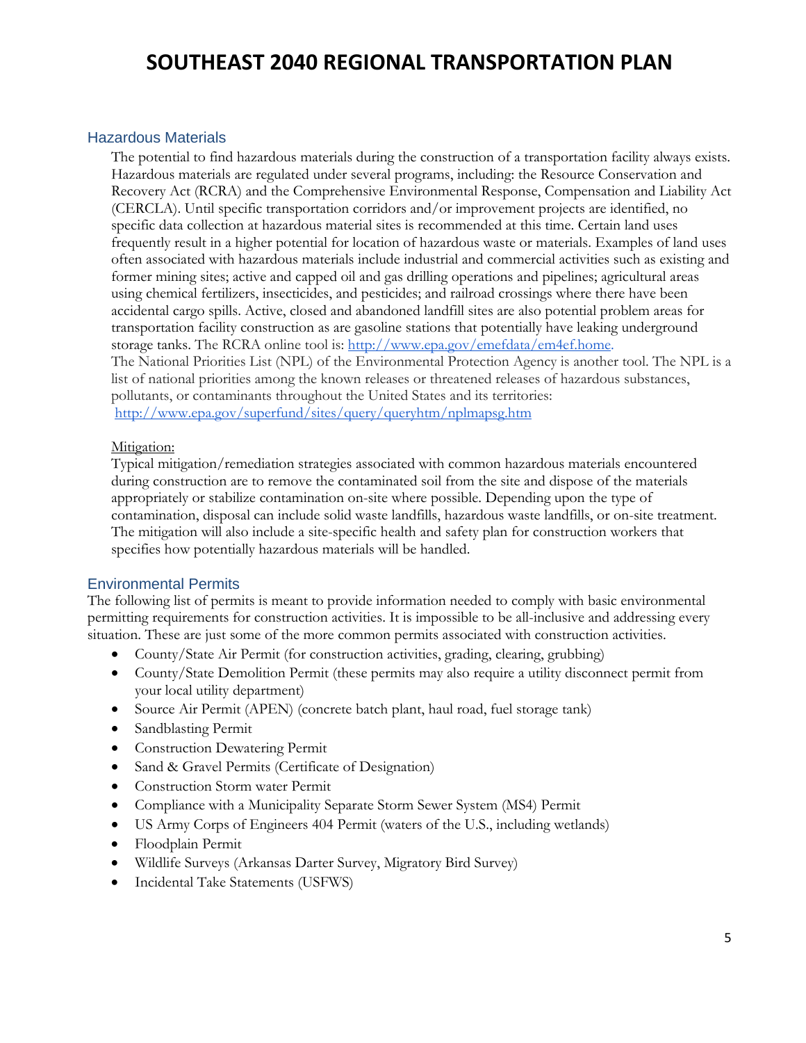## Hazardous Materials

The potential to find hazardous materials during the construction of a transportation facility always exists. Hazardous materials are regulated under several programs, including: the Resource Conservation and Recovery Act (RCRA) and the Comprehensive Environmental Response, Compensation and Liability Act (CERCLA). Until specific transportation corridors and/or improvement projects are identified, no specific data collection at hazardous material sites is recommended at this time. Certain land uses frequently result in a higher potential for location of hazardous waste or materials. Examples of land uses often associated with hazardous materials include industrial and commercial activities such as existing and former mining sites; active and capped oil and gas drilling operations and pipelines; agricultural areas using chemical fertilizers, insecticides, and pesticides; and railroad crossings where there have been accidental cargo spills. Active, closed and abandoned landfill sites are also potential problem areas for transportation facility construction as are gasoline stations that potentially have leaking underground storage tanks. The RCRA online tool is: [http://www.epa.gov/emefdata/em4ef.home](http://www.epa.gov/emefdata/em4ef.home).

The National Priorities List (NPL) of the Environmental Protection Agency is another tool. The NPL is a list of national priorities among the known releases or threatened releases of hazardous substances, pollutants, or contaminants throughout the United States and its territories: [http://www.epa.gov/superfund/sites/query/queryhtm/nplmapsg.htm](http://www.epa.gov/superfund/sites/query/queryhtm/nplmapsg.htm)

Mitigation:

Typical mitigation/remediation strategies associated with common hazardous materials encountered during construction are to remove the contaminated soil from the site and dispose of the materials appropriately or stabilize contamination on-site where possible. Depending upon the type of contamination, disposal can include solid waste landfills, hazardous waste landfills, or on-site treatment. The mitigation will also include a site-specific health and safety plan for construction workers that specifies how potentially hazardous materials will be handled.

## Environmental Permits

The following list of permits is meant to provide information needed to comply with basic environmental permitting requirements for construction activities. It is impossible to be all-inclusive and addressing every situation. These are just some of the more common permits associated with construction activities.

- County/State Air Permit (for construction activities, grading, clearing, grubbing)
- County/State Demolition Permit (these permits may also require a utility disconnect permit from your local utility department)
- Source Air Permit (APEN) (concrete batch plant, haul road, fuel storage tank)
- Sandblasting Permit
- Construction Dewatering Permit
- Sand & Gravel Permits (Certificate of Designation)
- Construction Storm water Permit
- Compliance with a Municipality Separate Storm Sewer System (MS4) Permit
- US Army Corps of Engineers 404 Permit (waters of the U.S., including wetlands)
- Floodplain Permit
- Wildlife Surveys (Arkansas Darter Survey, Migratory Bird Survey)
- Incidental Take Statements (USFWS)